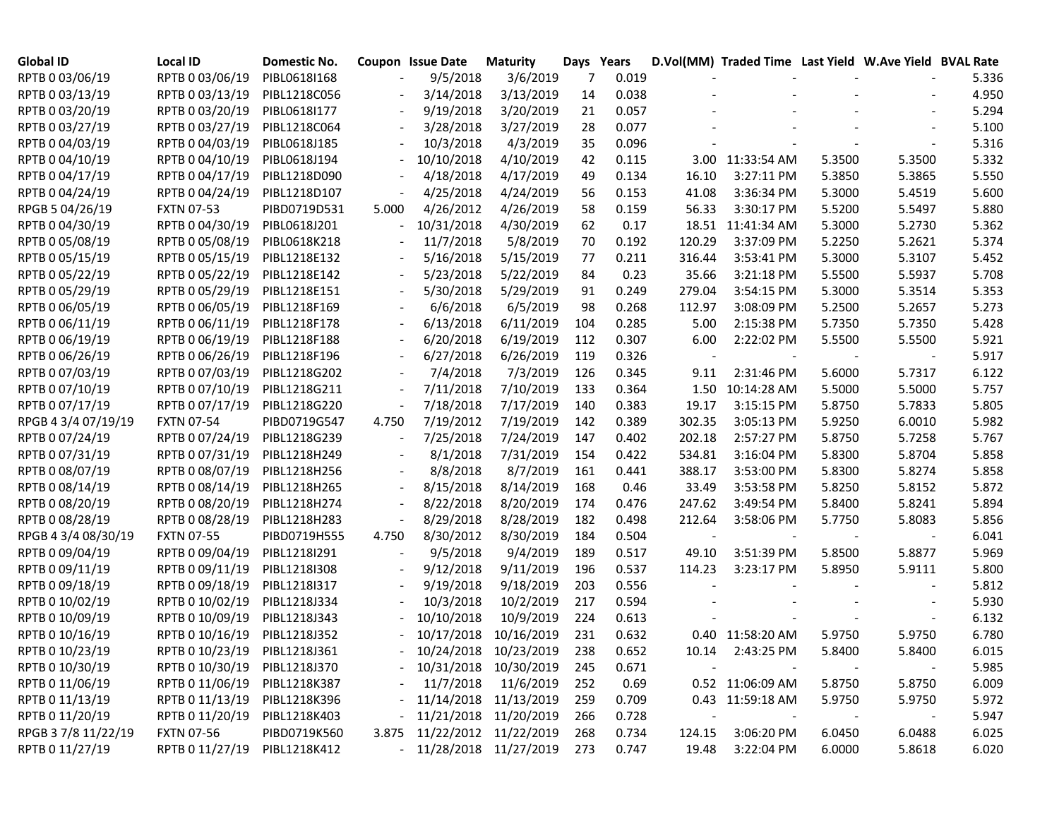| Global ID | Local ID | Domestic No. | Coupon | Issue Date | Maturity | Days | Years | D.Vol(MM) | Traded Time | Last Yield | W.Ave Yield | BVAL Rate |
|---|---|---|---|---|---|---|---|---|---|---|---|---|
| RPTB 0 03/06/19 | RPTB 0 03/06/19 | PIBL0618I168 | - | 9/5/2018 | 3/6/2019 | 7 | 0.019 | - | - | - | - | 5.336 |
| RPTB 0 03/13/19 | RPTB 0 03/13/19 | PIBL1218C056 | - | 3/14/2018 | 3/13/2019 | 14 | 0.038 | - | - | - | - | 4.950 |
| RPTB 0 03/20/19 | RPTB 0 03/20/19 | PIBL0618I177 | - | 9/19/2018 | 3/20/2019 | 21 | 0.057 | - | - | - | - | 5.294 |
| RPTB 0 03/27/19 | RPTB 0 03/27/19 | PIBL1218C064 | - | 3/28/2018 | 3/27/2019 | 28 | 0.077 | - | - | - | - | 5.100 |
| RPTB 0 04/03/19 | RPTB 0 04/03/19 | PIBL0618J185 | - | 10/3/2018 | 4/3/2019 | 35 | 0.096 | - | - | - | - | 5.316 |
| RPTB 0 04/10/19 | RPTB 0 04/10/19 | PIBL0618J194 | - | 10/10/2018 | 4/10/2019 | 42 | 0.115 | 3.00 | 11:33:54 AM | 5.3500 | 5.3500 | 5.332 |
| RPTB 0 04/17/19 | RPTB 0 04/17/19 | PIBL1218D090 | - | 4/18/2018 | 4/17/2019 | 49 | 0.134 | 16.10 | 3:27:11 PM | 5.3850 | 5.3865 | 5.550 |
| RPTB 0 04/24/19 | RPTB 0 04/24/19 | PIBL1218D107 | - | 4/25/2018 | 4/24/2019 | 56 | 0.153 | 41.08 | 3:36:34 PM | 5.3000 | 5.4519 | 5.600 |
| RPGB 5 04/26/19 | FXTN 07-53 | PIBD0719D531 | 5.000 | 4/26/2012 | 4/26/2019 | 58 | 0.159 | 56.33 | 3:30:17 PM | 5.5200 | 5.5497 | 5.880 |
| RPTB 0 04/30/19 | RPTB 0 04/30/19 | PIBL0618J201 | - | 10/31/2018 | 4/30/2019 | 62 | 0.17 | 18.51 | 11:41:34 AM | 5.3000 | 5.2730 | 5.362 |
| RPTB 0 05/08/19 | RPTB 0 05/08/19 | PIBL0618K218 | - | 11/7/2018 | 5/8/2019 | 70 | 0.192 | 120.29 | 3:37:09 PM | 5.2250 | 5.2621 | 5.374 |
| RPTB 0 05/15/19 | RPTB 0 05/15/19 | PIBL1218E132 | - | 5/16/2018 | 5/15/2019 | 77 | 0.211 | 316.44 | 3:53:41 PM | 5.3000 | 5.3107 | 5.452 |
| RPTB 0 05/22/19 | RPTB 0 05/22/19 | PIBL1218E142 | - | 5/23/2018 | 5/22/2019 | 84 | 0.23 | 35.66 | 3:21:18 PM | 5.5500 | 5.5937 | 5.708 |
| RPTB 0 05/29/19 | RPTB 0 05/29/19 | PIBL1218E151 | - | 5/30/2018 | 5/29/2019 | 91 | 0.249 | 279.04 | 3:54:15 PM | 5.3000 | 5.3514 | 5.353 |
| RPTB 0 06/05/19 | RPTB 0 06/05/19 | PIBL1218F169 | - | 6/6/2018 | 6/5/2019 | 98 | 0.268 | 112.97 | 3:08:09 PM | 5.2500 | 5.2657 | 5.273 |
| RPTB 0 06/11/19 | RPTB 0 06/11/19 | PIBL1218F178 | - | 6/13/2018 | 6/11/2019 | 104 | 0.285 | 5.00 | 2:15:38 PM | 5.7350 | 5.7350 | 5.428 |
| RPTB 0 06/19/19 | RPTB 0 06/19/19 | PIBL1218F188 | - | 6/20/2018 | 6/19/2019 | 112 | 0.307 | 6.00 | 2:22:02 PM | 5.5500 | 5.5500 | 5.921 |
| RPTB 0 06/26/19 | RPTB 0 06/26/19 | PIBL1218F196 | - | 6/27/2018 | 6/26/2019 | 119 | 0.326 | - | - | - | - | 5.917 |
| RPTB 0 07/03/19 | RPTB 0 07/03/19 | PIBL1218G202 | - | 7/4/2018 | 7/3/2019 | 126 | 0.345 | 9.11 | 2:31:46 PM | 5.6000 | 5.7317 | 6.122 |
| RPTB 0 07/10/19 | RPTB 0 07/10/19 | PIBL1218G211 | - | 7/11/2018 | 7/10/2019 | 133 | 0.364 | 1.50 | 10:14:28 AM | 5.5000 | 5.5000 | 5.757 |
| RPTB 0 07/17/19 | RPTB 0 07/17/19 | PIBL1218G220 | - | 7/18/2018 | 7/17/2019 | 140 | 0.383 | 19.17 | 3:15:15 PM | 5.8750 | 5.7833 | 5.805 |
| RPGB 4 3/4 07/19/19 | FXTN 07-54 | PIBD0719G547 | 4.750 | 7/19/2012 | 7/19/2019 | 142 | 0.389 | 302.35 | 3:05:13 PM | 5.9250 | 6.0010 | 5.982 |
| RPTB 0 07/24/19 | RPTB 0 07/24/19 | PIBL1218G239 | - | 7/25/2018 | 7/24/2019 | 147 | 0.402 | 202.18 | 2:57:27 PM | 5.8750 | 5.7258 | 5.767 |
| RPTB 0 07/31/19 | RPTB 0 07/31/19 | PIBL1218H249 | - | 8/1/2018 | 7/31/2019 | 154 | 0.422 | 534.81 | 3:16:04 PM | 5.8300 | 5.8704 | 5.858 |
| RPTB 0 08/07/19 | RPTB 0 08/07/19 | PIBL1218H256 | - | 8/8/2018 | 8/7/2019 | 161 | 0.441 | 388.17 | 3:53:00 PM | 5.8300 | 5.8274 | 5.858 |
| RPTB 0 08/14/19 | RPTB 0 08/14/19 | PIBL1218H265 | - | 8/15/2018 | 8/14/2019 | 168 | 0.46 | 33.49 | 3:53:58 PM | 5.8250 | 5.8152 | 5.872 |
| RPTB 0 08/20/19 | RPTB 0 08/20/19 | PIBL1218H274 | - | 8/22/2018 | 8/20/2019 | 174 | 0.476 | 247.62 | 3:49:54 PM | 5.8400 | 5.8241 | 5.894 |
| RPTB 0 08/28/19 | RPTB 0 08/28/19 | PIBL1218H283 | - | 8/29/2018 | 8/28/2019 | 182 | 0.498 | 212.64 | 3:58:06 PM | 5.7750 | 5.8083 | 5.856 |
| RPGB 4 3/4 08/30/19 | FXTN 07-55 | PIBD0719H555 | 4.750 | 8/30/2012 | 8/30/2019 | 184 | 0.504 | - | - | - | - | 6.041 |
| RPTB 0 09/04/19 | RPTB 0 09/04/19 | PIBL1218I291 | - | 9/5/2018 | 9/4/2019 | 189 | 0.517 | 49.10 | 3:51:39 PM | 5.8500 | 5.8877 | 5.969 |
| RPTB 0 09/11/19 | RPTB 0 09/11/19 | PIBL1218I308 | - | 9/12/2018 | 9/11/2019 | 196 | 0.537 | 114.23 | 3:23:17 PM | 5.8950 | 5.9111 | 5.800 |
| RPTB 0 09/18/19 | RPTB 0 09/18/19 | PIBL1218I317 | - | 9/19/2018 | 9/18/2019 | 203 | 0.556 | - | - | - | - | 5.812 |
| RPTB 0 10/02/19 | RPTB 0 10/02/19 | PIBL1218J334 | - | 10/3/2018 | 10/2/2019 | 217 | 0.594 | - | - | - | - | 5.930 |
| RPTB 0 10/09/19 | RPTB 0 10/09/19 | PIBL1218J343 | - | 10/10/2018 | 10/9/2019 | 224 | 0.613 | - | - | - | - | 6.132 |
| RPTB 0 10/16/19 | RPTB 0 10/16/19 | PIBL1218J352 | - | 10/17/2018 | 10/16/2019 | 231 | 0.632 | 0.40 | 11:58:20 AM | 5.9750 | 5.9750 | 6.780 |
| RPTB 0 10/23/19 | RPTB 0 10/23/19 | PIBL1218J361 | - | 10/24/2018 | 10/23/2019 | 238 | 0.652 | 10.14 | 2:43:25 PM | 5.8400 | 5.8400 | 6.015 |
| RPTB 0 10/30/19 | RPTB 0 10/30/19 | PIBL1218J370 | - | 10/31/2018 | 10/30/2019 | 245 | 0.671 | - | - | - | - | 5.985 |
| RPTB 0 11/06/19 | RPTB 0 11/06/19 | PIBL1218K387 | - | 11/7/2018 | 11/6/2019 | 252 | 0.69 | 0.52 | 11:06:09 AM | 5.8750 | 5.8750 | 6.009 |
| RPTB 0 11/13/19 | RPTB 0 11/13/19 | PIBL1218K396 | - | 11/14/2018 | 11/13/2019 | 259 | 0.709 | 0.43 | 11:59:18 AM | 5.9750 | 5.9750 | 5.972 |
| RPTB 0 11/20/19 | RPTB 0 11/20/19 | PIBL1218K403 | - | 11/21/2018 | 11/20/2019 | 266 | 0.728 | - | - | - | - | 5.947 |
| RPGB 3 7/8 11/22/19 | FXTN 07-56 | PIBD0719K560 | 3.875 | 11/22/2012 | 11/22/2019 | 268 | 0.734 | 124.15 | 3:06:20 PM | 6.0450 | 6.0488 | 6.025 |
| RPTB 0 11/27/19 | RPTB 0 11/27/19 | PIBL1218K412 | - | 11/28/2018 | 11/27/2019 | 273 | 0.747 | 19.48 | 3:22:04 PM | 6.0000 | 5.8618 | 6.020 |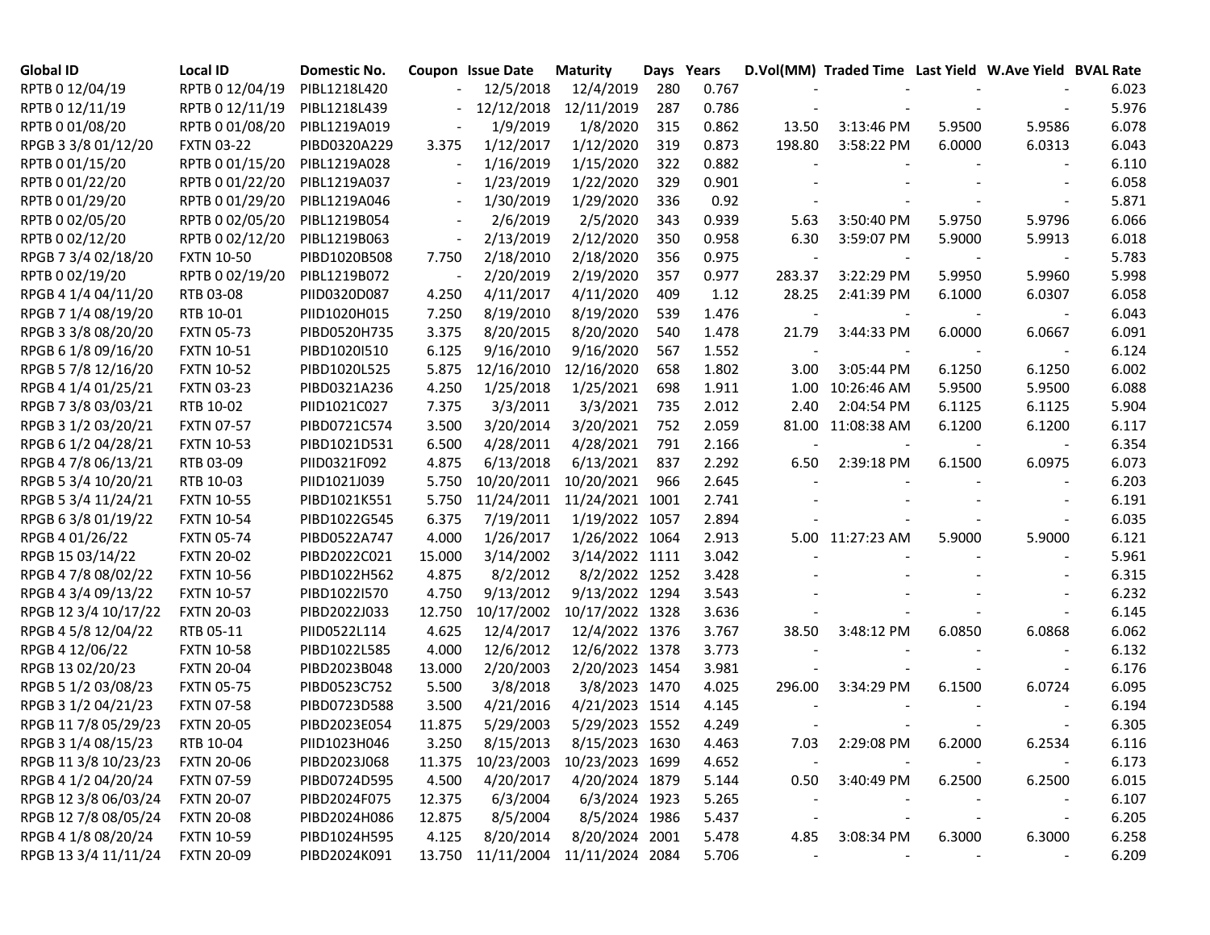| Global ID | Local ID | Domestic No. | Coupon | Issue Date | Maturity | Days | Years | D.Vol(MM) | Traded Time | Last Yield | W.Ave Yield | BVAL Rate |
|---|---|---|---|---|---|---|---|---|---|---|---|---|
| RPTB 0 12/04/19 | RPTB 0 12/04/19 | PIBL1218L420 | - | 12/5/2018 | 12/4/2019 | 280 | 0.767 | - | - | - | - | 6.023 |
| RPTB 0 12/11/19 | RPTB 0 12/11/19 | PIBL1218L439 | - | 12/12/2018 | 12/11/2019 | 287 | 0.786 | - | - | - | - | 5.976 |
| RPTB 0 01/08/20 | RPTB 0 01/08/20 | PIBL1219A019 | - | 1/9/2019 | 1/8/2020 | 315 | 0.862 | 13.50 | 3:13:46 PM | 5.9500 | 5.9586 | 6.078 |
| RPGB 3 3/8 01/12/20 | FXTN 03-22 | PIBD0320A229 | 3.375 | 1/12/2017 | 1/12/2020 | 319 | 0.873 | 198.80 | 3:58:22 PM | 6.0000 | 6.0313 | 6.043 |
| RPTB 0 01/15/20 | RPTB 0 01/15/20 | PIBL1219A028 | - | 1/16/2019 | 1/15/2020 | 322 | 0.882 | - | - | - | - | 6.110 |
| RPTB 0 01/22/20 | RPTB 0 01/22/20 | PIBL1219A037 | - | 1/23/2019 | 1/22/2020 | 329 | 0.901 | - | - | - | - | 6.058 |
| RPTB 0 01/29/20 | RPTB 0 01/29/20 | PIBL1219A046 | - | 1/30/2019 | 1/29/2020 | 336 | 0.92 | - | - | - | - | 5.871 |
| RPTB 0 02/05/20 | RPTB 0 02/05/20 | PIBL1219B054 | - | 2/6/2019 | 2/5/2020 | 343 | 0.939 | 5.63 | 3:50:40 PM | 5.9750 | 5.9796 | 6.066 |
| RPTB 0 02/12/20 | RPTB 0 02/12/20 | PIBL1219B063 | - | 2/13/2019 | 2/12/2020 | 350 | 0.958 | 6.30 | 3:59:07 PM | 5.9000 | 5.9913 | 6.018 |
| RPGB 7 3/4 02/18/20 | FXTN 10-50 | PIBD1020B508 | 7.750 | 2/18/2010 | 2/18/2020 | 356 | 0.975 | - | - | - | - | 5.783 |
| RPTB 0 02/19/20 | RPTB 0 02/19/20 | PIBL1219B072 | - | 2/20/2019 | 2/19/2020 | 357 | 0.977 | 283.37 | 3:22:29 PM | 5.9950 | 5.9960 | 5.998 |
| RPGB 4 1/4 04/11/20 | RTB 03-08 | PIID0320D087 | 4.250 | 4/11/2017 | 4/11/2020 | 409 | 1.12 | 28.25 | 2:41:39 PM | 6.1000 | 6.0307 | 6.058 |
| RPGB 7 1/4 08/19/20 | RTB 10-01 | PIID1020H015 | 7.250 | 8/19/2010 | 8/19/2020 | 539 | 1.476 | - | - | - | - | 6.043 |
| RPGB 3 3/8 08/20/20 | FXTN 05-73 | PIBD0520H735 | 3.375 | 8/20/2015 | 8/20/2020 | 540 | 1.478 | 21.79 | 3:44:33 PM | 6.0000 | 6.0667 | 6.091 |
| RPGB 6 1/8 09/16/20 | FXTN 10-51 | PIBD1020I510 | 6.125 | 9/16/2010 | 9/16/2020 | 567 | 1.552 | - | - | - | - | 6.124 |
| RPGB 5 7/8 12/16/20 | FXTN 10-52 | PIBD1020L525 | 5.875 | 12/16/2010 | 12/16/2020 | 658 | 1.802 | 3.00 | 3:05:44 PM | 6.1250 | 6.1250 | 6.002 |
| RPGB 4 1/4 01/25/21 | FXTN 03-23 | PIBD0321A236 | 4.250 | 1/25/2018 | 1/25/2021 | 698 | 1.911 | 1.00 | 10:26:46 AM | 5.9500 | 5.9500 | 6.088 |
| RPGB 7 3/8 03/03/21 | RTB 10-02 | PIID1021C027 | 7.375 | 3/3/2011 | 3/3/2021 | 735 | 2.012 | 2.40 | 2:04:54 PM | 6.1125 | 6.1125 | 5.904 |
| RPGB 3 1/2 03/20/21 | FXTN 07-57 | PIBD0721C574 | 3.500 | 3/20/2014 | 3/20/2021 | 752 | 2.059 | 81.00 | 11:08:38 AM | 6.1200 | 6.1200 | 6.117 |
| RPGB 6 1/2 04/28/21 | FXTN 10-53 | PIBD1021D531 | 6.500 | 4/28/2011 | 4/28/2021 | 791 | 2.166 | - | - | - | - | 6.354 |
| RPGB 4 7/8 06/13/21 | RTB 03-09 | PIID0321F092 | 4.875 | 6/13/2018 | 6/13/2021 | 837 | 2.292 | 6.50 | 2:39:18 PM | 6.1500 | 6.0975 | 6.073 |
| RPGB 5 3/4 10/20/21 | RTB 10-03 | PIID1021J039 | 5.750 | 10/20/2011 | 10/20/2021 | 966 | 2.645 | - | - | - | - | 6.203 |
| RPGB 5 3/4 11/24/21 | FXTN 10-55 | PIBD1021K551 | 5.750 | 11/24/2011 | 11/24/2021 | 1001 | 2.741 | - | - | - | - | 6.191 |
| RPGB 6 3/8 01/19/22 | FXTN 10-54 | PIBD1022G545 | 6.375 | 7/19/2011 | 1/19/2022 | 1057 | 2.894 | - | - | - | - | 6.035 |
| RPGB 4 01/26/22 | FXTN 05-74 | PIBD0522A747 | 4.000 | 1/26/2017 | 1/26/2022 | 1064 | 2.913 | 5.00 | 11:27:23 AM | 5.9000 | 5.9000 | 6.121 |
| RPGB 15 03/14/22 | FXTN 20-02 | PIBD2022C021 | 15.000 | 3/14/2002 | 3/14/2022 | 1111 | 3.042 | - | - | - | - | 5.961 |
| RPGB 4 7/8 08/02/22 | FXTN 10-56 | PIBD1022H562 | 4.875 | 8/2/2012 | 8/2/2022 | 1252 | 3.428 | - | - | - | - | 6.315 |
| RPGB 4 3/4 09/13/22 | FXTN 10-57 | PIBD1022I570 | 4.750 | 9/13/2012 | 9/13/2022 | 1294 | 3.543 | - | - | - | - | 6.232 |
| RPGB 12 3/4 10/17/22 | FXTN 20-03 | PIBD2022J033 | 12.750 | 10/17/2002 | 10/17/2022 | 1328 | 3.636 | - | - | - | - | 6.145 |
| RPGB 4 5/8 12/04/22 | RTB 05-11 | PIID0522L114 | 4.625 | 12/4/2017 | 12/4/2022 | 1376 | 3.767 | 38.50 | 3:48:12 PM | 6.0850 | 6.0868 | 6.062 |
| RPGB 4 12/06/22 | FXTN 10-58 | PIBD1022L585 | 4.000 | 12/6/2012 | 12/6/2022 | 1378 | 3.773 | - | - | - | - | 6.132 |
| RPGB 13 02/20/23 | FXTN 20-04 | PIBD2023B048 | 13.000 | 2/20/2003 | 2/20/2023 | 1454 | 3.981 | - | - | - | - | 6.176 |
| RPGB 5 1/2 03/08/23 | FXTN 05-75 | PIBD0523C752 | 5.500 | 3/8/2018 | 3/8/2023 | 1470 | 4.025 | 296.00 | 3:34:29 PM | 6.1500 | 6.0724 | 6.095 |
| RPGB 3 1/2 04/21/23 | FXTN 07-58 | PIBD0723D588 | 3.500 | 4/21/2016 | 4/21/2023 | 1514 | 4.145 | - | - | - | - | 6.194 |
| RPGB 11 7/8 05/29/23 | FXTN 20-05 | PIBD2023E054 | 11.875 | 5/29/2003 | 5/29/2023 | 1552 | 4.249 | - | - | - | - | 6.305 |
| RPGB 3 1/4 08/15/23 | RTB 10-04 | PIID1023H046 | 3.250 | 8/15/2013 | 8/15/2023 | 1630 | 4.463 | 7.03 | 2:29:08 PM | 6.2000 | 6.2534 | 6.116 |
| RPGB 11 3/8 10/23/23 | FXTN 20-06 | PIBD2023J068 | 11.375 | 10/23/2003 | 10/23/2023 | 1699 | 4.652 | - | - | - | - | 6.173 |
| RPGB 4 1/2 04/20/24 | FXTN 07-59 | PIBD0724D595 | 4.500 | 4/20/2017 | 4/20/2024 | 1879 | 5.144 | 0.50 | 3:40:49 PM | 6.2500 | 6.2500 | 6.015 |
| RPGB 12 3/8 06/03/24 | FXTN 20-07 | PIBD2024F075 | 12.375 | 6/3/2004 | 6/3/2024 | 1923 | 5.265 | - | - | - | - | 6.107 |
| RPGB 12 7/8 08/05/24 | FXTN 20-08 | PIBD2024H086 | 12.875 | 8/5/2004 | 8/5/2024 | 1986 | 5.437 | - | - | - | - | 6.205 |
| RPGB 4 1/8 08/20/24 | FXTN 10-59 | PIBD1024H595 | 4.125 | 8/20/2014 | 8/20/2024 | 2001 | 5.478 | 4.85 | 3:08:34 PM | 6.3000 | 6.3000 | 6.258 |
| RPGB 13 3/4 11/11/24 | FXTN 20-09 | PIBD2024K091 | 13.750 | 11/11/2004 | 11/11/2024 | 2084 | 5.706 | - | - | - | - | 6.209 |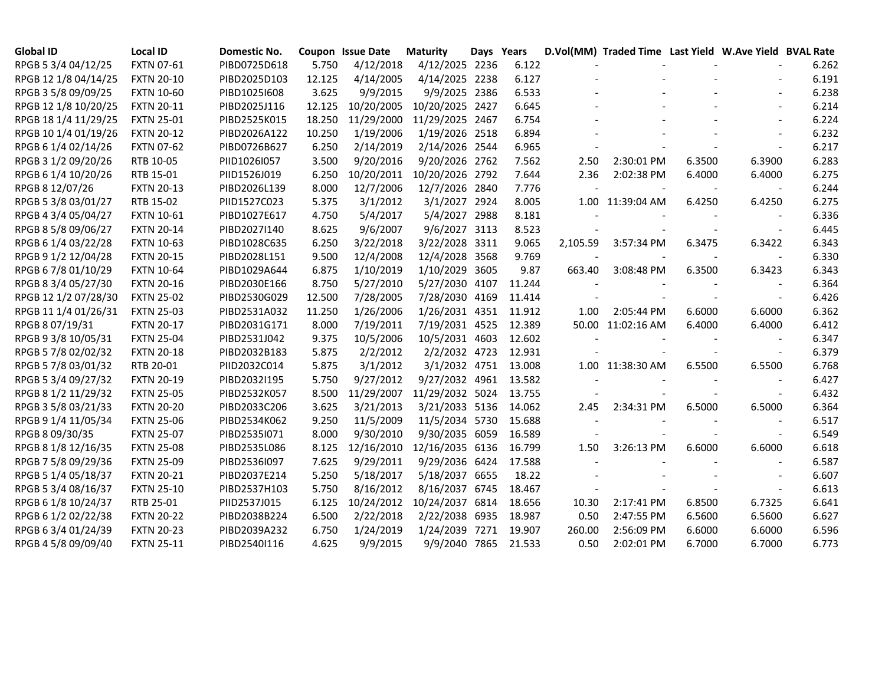| Global ID | Local ID | Domestic No. | Coupon | Issue Date | Maturity | Days | Years | D.Vol(MM) | Traded Time | Last Yield | W.Ave Yield | BVAL Rate |
|---|---|---|---|---|---|---|---|---|---|---|---|---|
| RPGB 5 3/4 04/12/25 | FXTN 07-61 | PIBD0725D618 | 5.750 | 4/12/2018 | 4/12/2025 | 2236 | 6.122 | - | - | - | - | 6.262 |
| RPGB 12 1/8 04/14/25 | FXTN 20-10 | PIBD2025D103 | 12.125 | 4/14/2005 | 4/14/2025 | 2238 | 6.127 | - | - | - | - | 6.191 |
| RPGB 3 5/8 09/09/25 | FXTN 10-60 | PIBD1025I608 | 3.625 | 9/9/2015 | 9/9/2025 | 2386 | 6.533 | - | - | - | - | 6.238 |
| RPGB 12 1/8 10/20/25 | FXTN 20-11 | PIBD2025J116 | 12.125 | 10/20/2005 | 10/20/2025 | 2427 | 6.645 | - | - | - | - | 6.214 |
| RPGB 18 1/4 11/29/25 | FXTN 25-01 | PIBD2525K015 | 18.250 | 11/29/2000 | 11/29/2025 | 2467 | 6.754 | - | - | - | - | 6.224 |
| RPGB 10 1/4 01/19/26 | FXTN 20-12 | PIBD2026A122 | 10.250 | 1/19/2006 | 1/19/2026 | 2518 | 6.894 | - | - | - | - | 6.232 |
| RPGB 6 1/4 02/14/26 | FXTN 07-62 | PIBD0726B627 | 6.250 | 2/14/2019 | 2/14/2026 | 2544 | 6.965 | - | - | - | - | 6.217 |
| RPGB 3 1/2 09/20/26 | RTB 10-05 | PIID1026I057 | 3.500 | 9/20/2016 | 9/20/2026 | 2762 | 7.562 | 2.50 | 2:30:01 PM | 6.3500 | 6.3900 | 6.283 |
| RPGB 6 1/4 10/20/26 | RTB 15-01 | PIID1526J019 | 6.250 | 10/20/2011 | 10/20/2026 | 2792 | 7.644 | 2.36 | 2:02:38 PM | 6.4000 | 6.4000 | 6.275 |
| RPGB 8 12/07/26 | FXTN 20-13 | PIBD2026L139 | 8.000 | 12/7/2006 | 12/7/2026 | 2840 | 7.776 | - | - | - | - | 6.244 |
| RPGB 5 3/8 03/01/27 | RTB 15-02 | PIID1527C023 | 5.375 | 3/1/2012 | 3/1/2027 | 2924 | 8.005 | 1.00 | 11:39:04 AM | 6.4250 | 6.4250 | 6.275 |
| RPGB 4 3/4 05/04/27 | FXTN 10-61 | PIBD1027E617 | 4.750 | 5/4/2017 | 5/4/2027 | 2988 | 8.181 | - | - | - | - | 6.336 |
| RPGB 8 5/8 09/06/27 | FXTN 20-14 | PIBD2027I140 | 8.625 | 9/6/2007 | 9/6/2027 | 3113 | 8.523 | - | - | - | - | 6.445 |
| RPGB 6 1/4 03/22/28 | FXTN 10-63 | PIBD1028C635 | 6.250 | 3/22/2018 | 3/22/2028 | 3311 | 9.065 | 2,105.59 | 3:57:34 PM | 6.3475 | 6.3422 | 6.343 |
| RPGB 9 1/2 12/04/28 | FXTN 20-15 | PIBD2028L151 | 9.500 | 12/4/2008 | 12/4/2028 | 3568 | 9.769 | - | - | - | - | 6.330 |
| RPGB 6 7/8 01/10/29 | FXTN 10-64 | PIBD1029A644 | 6.875 | 1/10/2019 | 1/10/2029 | 3605 | 9.87 | 663.40 | 3:08:48 PM | 6.3500 | 6.3423 | 6.343 |
| RPGB 8 3/4 05/27/30 | FXTN 20-16 | PIBD2030E166 | 8.750 | 5/27/2010 | 5/27/2030 | 4107 | 11.244 | - | - | - | - | 6.364 |
| RPGB 12 1/2 07/28/30 | FXTN 25-02 | PIBD2530G029 | 12.500 | 7/28/2005 | 7/28/2030 | 4169 | 11.414 | - | - | - | - | 6.426 |
| RPGB 11 1/4 01/26/31 | FXTN 25-03 | PIBD2531A032 | 11.250 | 1/26/2006 | 1/26/2031 | 4351 | 11.912 | 1.00 | 2:05:44 PM | 6.6000 | 6.6000 | 6.362 |
| RPGB 8 07/19/31 | FXTN 20-17 | PIBD2031G171 | 8.000 | 7/19/2011 | 7/19/2031 | 4525 | 12.389 | 50.00 | 11:02:16 AM | 6.4000 | 6.4000 | 6.412 |
| RPGB 9 3/8 10/05/31 | FXTN 25-04 | PIBD2531J042 | 9.375 | 10/5/2006 | 10/5/2031 | 4603 | 12.602 | - | - | - | - | 6.347 |
| RPGB 5 7/8 02/02/32 | FXTN 20-18 | PIBD2032B183 | 5.875 | 2/2/2012 | 2/2/2032 | 4723 | 12.931 | - | - | - | - | 6.379 |
| RPGB 5 7/8 03/01/32 | RTB 20-01 | PIID2032C014 | 5.875 | 3/1/2012 | 3/1/2032 | 4751 | 13.008 | 1.00 | 11:38:30 AM | 6.5500 | 6.5500 | 6.768 |
| RPGB 5 3/4 09/27/32 | FXTN 20-19 | PIBD2032I195 | 5.750 | 9/27/2012 | 9/27/2032 | 4961 | 13.582 | - | - | - | - | 6.427 |
| RPGB 8 1/2 11/29/32 | FXTN 25-05 | PIBD2532K057 | 8.500 | 11/29/2007 | 11/29/2032 | 5024 | 13.755 | - | - | - | - | 6.432 |
| RPGB 3 5/8 03/21/33 | FXTN 20-20 | PIBD2033C206 | 3.625 | 3/21/2013 | 3/21/2033 | 5136 | 14.062 | 2.45 | 2:34:31 PM | 6.5000 | 6.5000 | 6.364 |
| RPGB 9 1/4 11/05/34 | FXTN 25-06 | PIBD2534K062 | 9.250 | 11/5/2009 | 11/5/2034 | 5730 | 15.688 | - | - | - | - | 6.517 |
| RPGB 8 09/30/35 | FXTN 25-07 | PIBD2535I071 | 8.000 | 9/30/2010 | 9/30/2035 | 6059 | 16.589 | - | - | - | - | 6.549 |
| RPGB 8 1/8 12/16/35 | FXTN 25-08 | PIBD2535L086 | 8.125 | 12/16/2010 | 12/16/2035 | 6136 | 16.799 | 1.50 | 3:26:13 PM | 6.6000 | 6.6000 | 6.618 |
| RPGB 7 5/8 09/29/36 | FXTN 25-09 | PIBD2536I097 | 7.625 | 9/29/2011 | 9/29/2036 | 6424 | 17.588 | - | - | - | - | 6.587 |
| RPGB 5 1/4 05/18/37 | FXTN 20-21 | PIBD2037E214 | 5.250 | 5/18/2017 | 5/18/2037 | 6655 | 18.22 | - | - | - | - | 6.607 |
| RPGB 5 3/4 08/16/37 | FXTN 25-10 | PIBD2537H103 | 5.750 | 8/16/2012 | 8/16/2037 | 6745 | 18.467 | - | - | - | - | 6.613 |
| RPGB 6 1/8 10/24/37 | RTB 25-01 | PIID2537J015 | 6.125 | 10/24/2012 | 10/24/2037 | 6814 | 18.656 | 10.30 | 2:17:41 PM | 6.8500 | 6.7325 | 6.641 |
| RPGB 6 1/2 02/22/38 | FXTN 20-22 | PIBD2038B224 | 6.500 | 2/22/2018 | 2/22/2038 | 6935 | 18.987 | 0.50 | 2:47:55 PM | 6.5600 | 6.5600 | 6.627 |
| RPGB 6 3/4 01/24/39 | FXTN 20-23 | PIBD2039A232 | 6.750 | 1/24/2019 | 1/24/2039 | 7271 | 19.907 | 260.00 | 2:56:09 PM | 6.6000 | 6.6000 | 6.596 |
| RPGB 4 5/8 09/09/40 | FXTN 25-11 | PIBD2540I116 | 4.625 | 9/9/2015 | 9/9/2040 | 7865 | 21.533 | 0.50 | 2:02:01 PM | 6.7000 | 6.7000 | 6.773 |